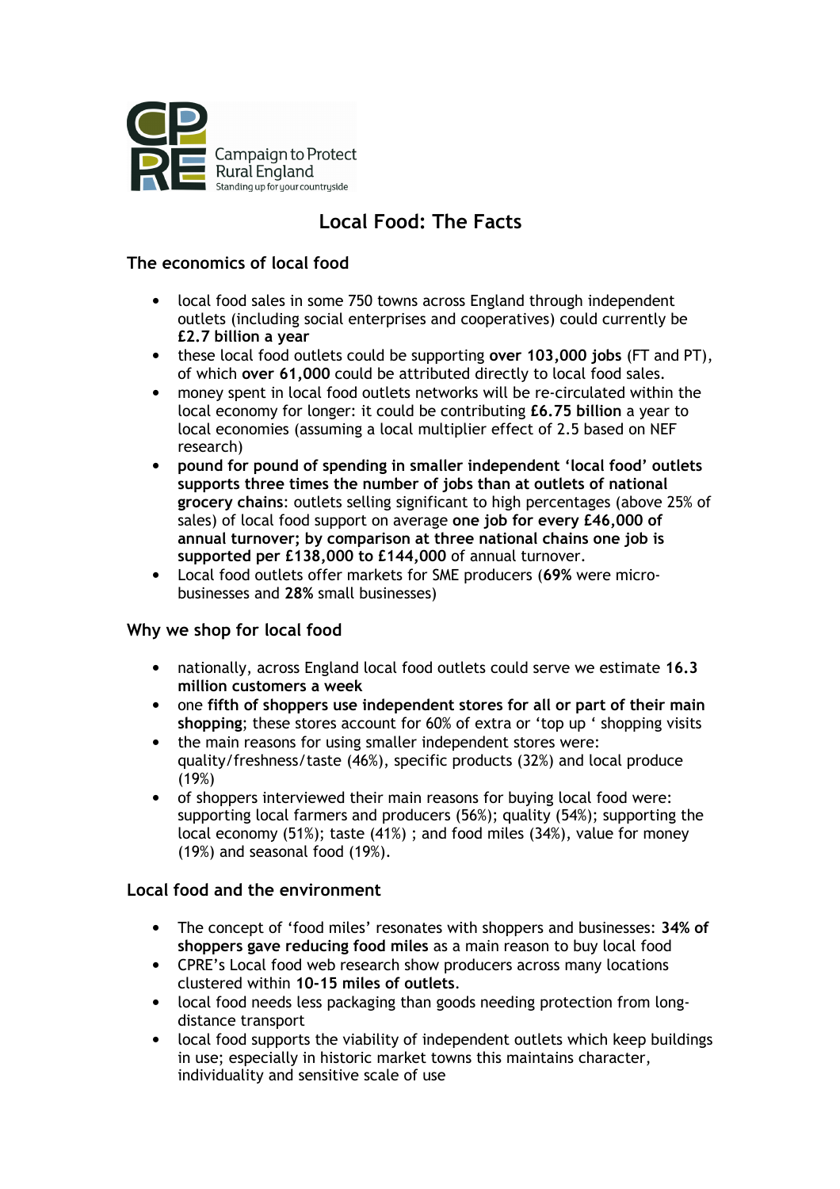Campaign to Protect Rural England

Standing up for your countryside

# Local Food: The Facts

## The economics of local food

- local food sales in some 750 towns across England through independent outlets (including social enterprises and cooperatives) could currently be **£2.7 billion a year**
- these local food outlets could be supporting **over 103,000 jobs** (FT and PT), of which **over 61,000** could be attributed directly to local food sales.
- money spent in local food outlets networks will be re-circulated within the local economy for longer: it could be contributing **£6.75 billion** a year to local economies (assuming a local multiplier effect of 2.5 based on NEF research)
- **pound for pound of spending in smaller independent 'local food' outlets supports three times the number of jobs than at outlets of national grocery chains**: outlets selling significant to high percentages (above 25% of sales) of local food support on average **one job for every £46,000 of annual turnover; by comparison at three national chains one job is supported per £138,000 to £144,000** of annual turnover.
- Local food outlets offer markets for SME producers (**69%** were micro-businesses and **28%** small businesses)

## Why we shop for local food

- nationally, across England local food outlets could serve we estimate **16.3 million customers a week**
- one **fifth of shoppers use independent stores for all or part of their main shopping**; these stores account for 60% of extra or 'top up ' shopping visits
- the main reasons for using smaller independent stores were: quality/freshness/taste (46%), specific products (32%) and local produce (19%)
- of shoppers interviewed their main reasons for buying local food were: supporting local farmers and producers (56%); quality (54%); supporting the local economy (51%); taste (41%) ; and food miles (34%), value for money (19%) and seasonal food (19%).

## Local food and the environment

- The concept of 'food miles' resonates with shoppers and businesses: **34% of shoppers gave reducing food miles** as a main reason to buy local food
- CPRE's Local food web research show producers across many locations clustered within **10-15 miles of outlets**.
- local food needs less packaging than goods needing protection from long-distance transport
- local food supports the viability of independent outlets which keep buildings in use; especially in historic market towns this maintains character, individuality and sensitive scale of use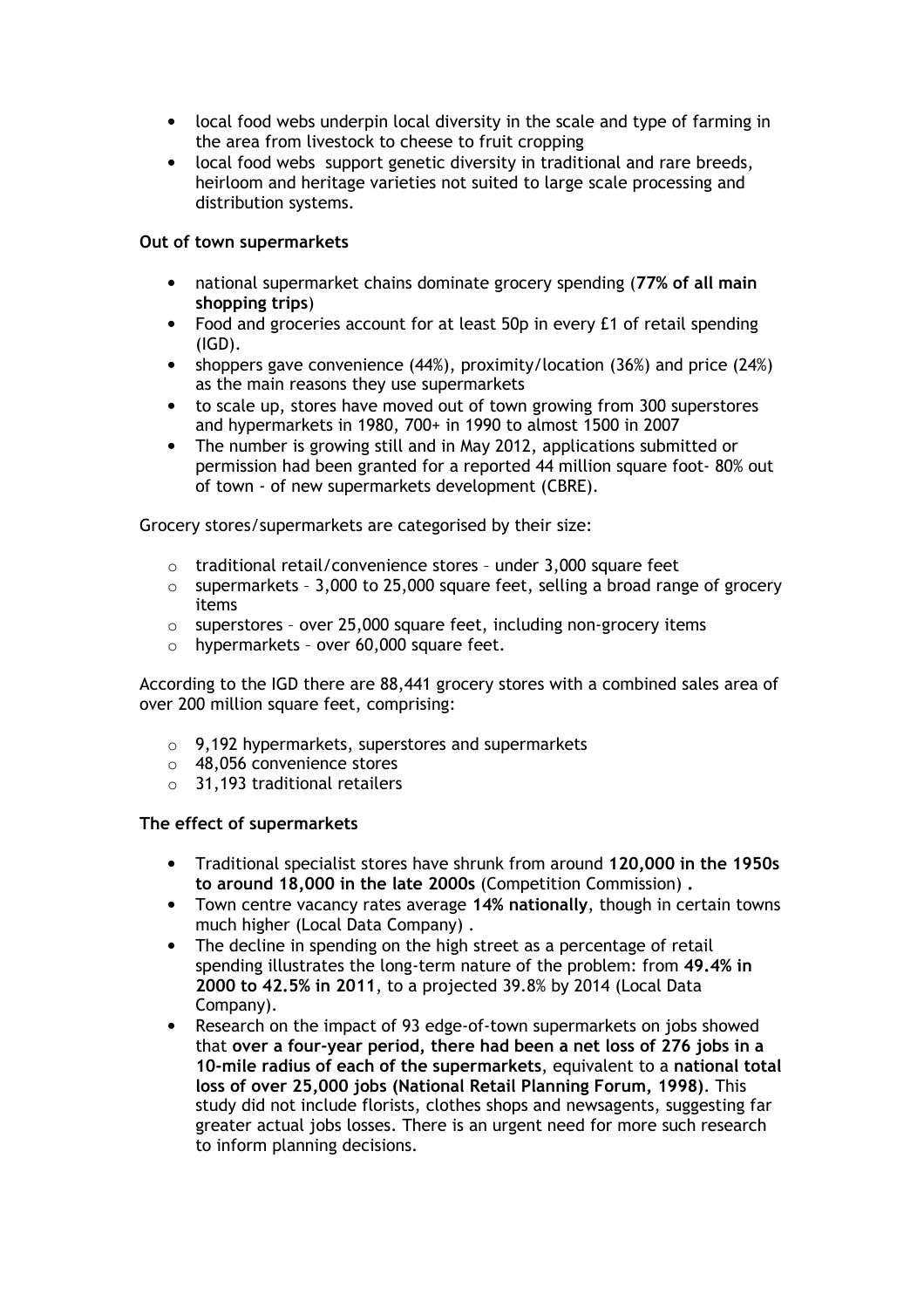- local food webs underpin local diversity in the scale and type of farming in the area from livestock to cheese to fruit cropping
- local food webs support genetic diversity in traditional and rare breeds, heirloom and heritage varieties not suited to large scale processing and distribution systems.

**Out of town supermarkets**

- national supermarket chains dominate grocery spending (**77% of all main shopping trips**)
- Food and groceries account for at least 50p in every £1 of retail spending (IGD).
- shoppers gave convenience (44%), proximity/location (36%) and price (24%) as the main reasons they use supermarkets
- to scale up, stores have moved out of town growing from 300 superstores and hypermarkets in 1980, 700+ in 1990 to almost 1500 in 2007
- The number is growing still and in May 2012, applications submitted or permission had been granted for a reported 44 million square foot- 80% out of town - of new supermarkets development (CBRE).

Grocery stores/supermarkets are categorised by their size:

- traditional retail/convenience stores – under 3,000 square feet
- supermarkets – 3,000 to 25,000 square feet, selling a broad range of grocery items
- superstores – over 25,000 square feet, including non-grocery items
- hypermarkets – over 60,000 square feet.

According to the IGD there are 88,441 grocery stores with a combined sales area of over 200 million square feet, comprising:

- 9,192 hypermarkets, superstores and supermarkets
- 48,056 convenience stores
- 31,193 traditional retailers

**The effect of supermarkets**

- Traditional specialist stores have shrunk from around **120,000 in the 1950s to around 18,000 in the late 2000s** (Competition Commission) **.**
- Town centre vacancy rates average **14% nationally**, though in certain towns much higher (Local Data Company) .
- The decline in spending on the high street as a percentage of retail spending illustrates the long-term nature of the problem: from **49.4% in 2000 to 42.5% in 2011**, to a projected 39.8% by 2014 (Local Data Company).
- Research on the impact of 93 edge-of-town supermarkets on jobs showed that **over a four-year period, there had been a net loss of 276 jobs in a 10-mile radius of each of the supermarkets**, equivalent to a **national total loss of over 25,000 jobs (National Retail Planning Forum, 1998)**. This study did not include florists, clothes shops and newsagents, suggesting far greater actual jobs losses. There is an urgent need for more such research to inform planning decisions.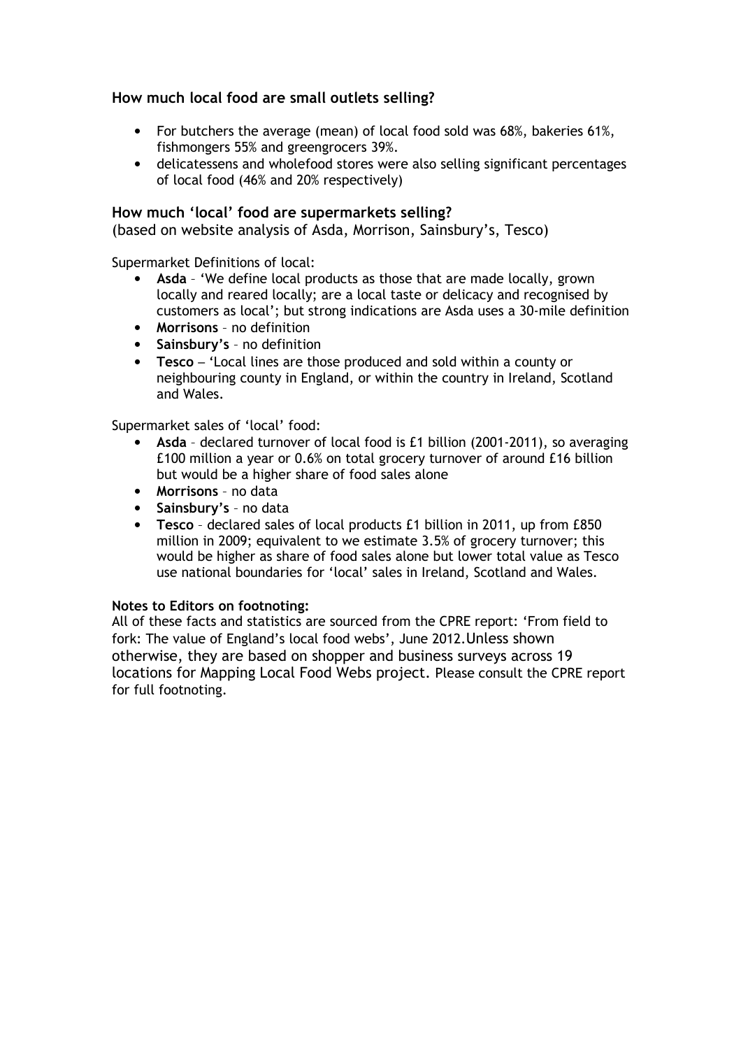### How much local food are small outlets selling?

- For butchers the average (mean) of local food sold was 68%, bakeries 61%, fishmongers 55% and greengrocers 39%.
- delicatessens and wholefood stores were also selling significant percentages of local food (46% and 20% respectively)

### How much 'local' food are supermarkets selling?

(based on website analysis of Asda, Morrison, Sainsbury's, Tesco)

Supermarket Definitions of local:

- **Asda** – 'We define local products as those that are made locally, grown locally and reared locally; are a local taste or delicacy and recognised by customers as local'; but strong indications are Asda uses a 30-mile definition
- **Morrisons** – no definition
- **Sainsbury's** – no definition
- **Tesco** – 'Local lines are those produced and sold within a county or neighbouring county in England, or within the country in Ireland, Scotland and Wales.

Supermarket sales of 'local' food:

- **Asda** – declared turnover of local food is £1 billion (2001-2011), so averaging £100 million a year or 0.6% on total grocery turnover of around £16 billion but would be a higher share of food sales alone
- **Morrisons** – no data
- **Sainsbury's** – no data
- **Tesco** – declared sales of local products £1 billion in 2011, up from £850 million in 2009; equivalent to we estimate 3.5% of grocery turnover; this would be higher as share of food sales alone but lower total value as Tesco use national boundaries for 'local' sales in Ireland, Scotland and Wales.

**Notes to Editors on footnoting:**

All of these facts and statistics are sourced from the CPRE report: 'From field to fork: The value of England's local food webs', June 2012. Unless shown otherwise, they are based on shopper and business surveys across 19 locations for Mapping Local Food Webs project. Please consult the CPRE report for full footnoting.